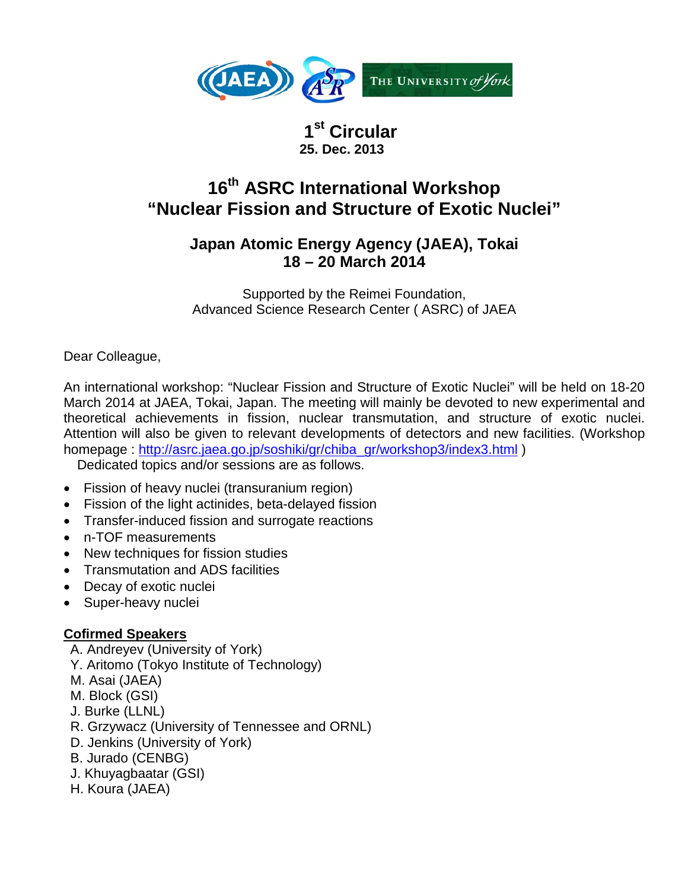# 1st Circular

**25. Dec. 2013**

## 16th ASRC International Workshop "Nuclear Fission and Structure of Exotic Nuclei"

### Japan Atomic Energy Agency (JAEA), Tokai 18 – 20 March 2014

Supported by the Reimei Foundation,
Advanced Science Research Center ( ASRC) of JAEA

Dear Colleague,

An international workshop: "Nuclear Fission and Structure of Exotic Nuclei" will be held on 18-20 March 2014 at JAEA, Tokai, Japan. The meeting will mainly be devoted to new experimental and theoretical achievements in fission, nuclear transmutation, and structure of exotic nuclei. Attention will also be given to relevant developments of detectors and new facilities. (Workshop homepage : http://asrc.jaea.go.jp/soshiki/gr/chiba_gr/workshop3/index3.html )

Dedicated topics and/or sessions are as follows.

- Fission of heavy nuclei (transuranium region)
- Fission of the light actinides, beta-delayed fission
- Transfer-induced fission and surrogate reactions
- n-TOF measurements
- New techniques for fission studies
- Transmutation and ADS facilities
- Decay of exotic nuclei
- Super-heavy nuclei

**Cofirmed Speakers**

A. Andreyev (University of York)
Y. Aritomo (Tokyo Institute of Technology)
M. Asai (JAEA)
M. Block (GSI)
J. Burke (LLNL)
R. Grzywacz (University of Tennessee and ORNL)
D. Jenkins (University of York)
B. Jurado (CENBG)
J. Khuyagbaatar (GSI)
H. Koura (JAEA)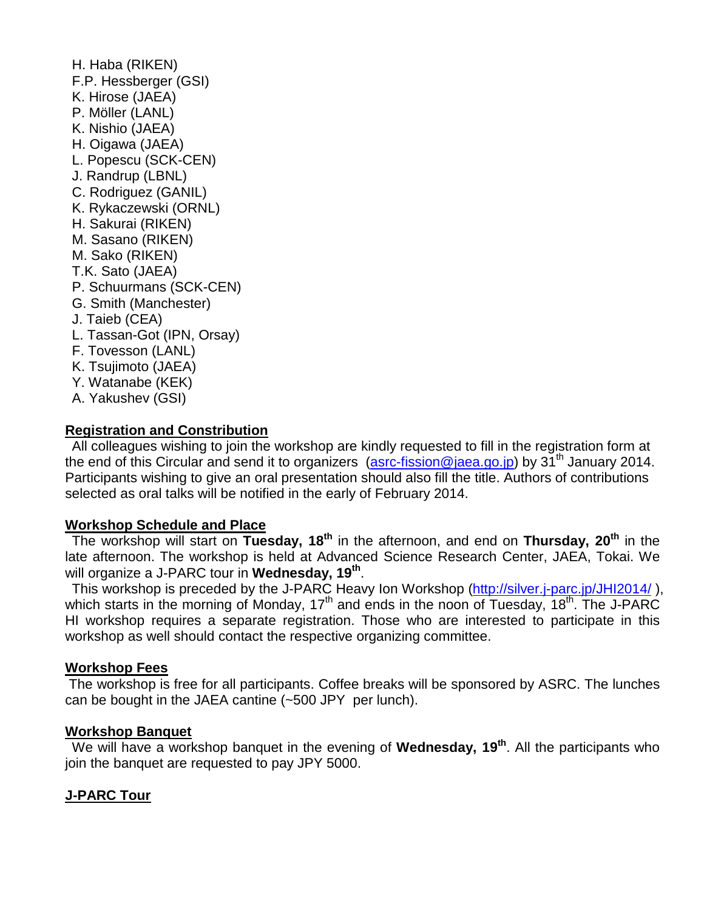H. Haba (RIKEN)
F.P. Hessberger (GSI)
K. Hirose (JAEA)
P. Möller (LANL)
K. Nishio (JAEA)
H. Oigawa (JAEA)
L. Popescu (SCK-CEN)
J. Randrup (LBNL)
C. Rodriguez (GANIL)
K. Rykaczewski (ORNL)
H. Sakurai (RIKEN)
M. Sasano (RIKEN)
M. Sako (RIKEN)
T.K. Sato (JAEA)
P. Schuurmans (SCK-CEN)
G. Smith (Manchester)
J. Taieb (CEA)
L. Tassan-Got (IPN, Orsay)
F. Tovesson (LANL)
K. Tsujimoto (JAEA)
Y. Watanabe (KEK)
A. Yakushev (GSI)

## Registration and Constribution

All colleagues wishing to join the workshop are kindly requested to fill in the registration form at the end of this Circular and send it to organizers (asrc-fission@jaea.go.jp) by 31th January 2014. Participants wishing to give an oral presentation should also fill the title. Authors of contributions selected as oral talks will be notified in the early of February 2014.

## Workshop Schedule and Place

The workshop will start on **Tuesday, 18th** in the afternoon, and end on **Thursday, 20th** in the late afternoon. The workshop is held at Advanced Science Research Center, JAEA, Tokai. We will organize a J-PARC tour in **Wednesday, 19th**.

This workshop is preceded by the J-PARC Heavy Ion Workshop (http://silver.j-parc.jp/JHI2014/ ), which starts in the morning of Monday, 17th and ends in the noon of Tuesday, 18th. The J-PARC HI workshop requires a separate registration. Those who are interested to participate in this workshop as well should contact the respective organizing committee.

## Workshop Fees

The workshop is free for all participants. Coffee breaks will be sponsored by ASRC. The lunches can be bought in the JAEA cantine (~500 JPY per lunch).

## Workshop Banquet

We will have a workshop banquet in the evening of **Wednesday, 19th**. All the participants who join the banquet are requested to pay JPY 5000.

## J-PARC Tour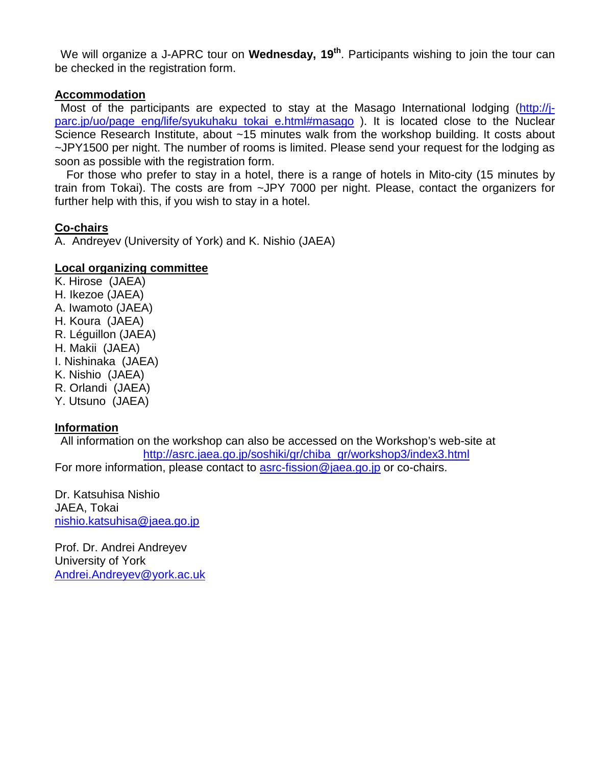We will organize a J-APRC tour on **Wednesday, 19th**. Participants wishing to join the tour can be checked in the registration form.

## Accommodation

Most of the participants are expected to stay at the Masago International lodging (http://j-parc.jp/uo/page_eng/life/syukuhaku_tokai_e.html#masago ). It is located close to the Nuclear Science Research Institute, about ~15 minutes walk from the workshop building. It costs about ~JPY1500 per night. The number of rooms is limited. Please send your request for the lodging as soon as possible with the registration form.

For those who prefer to stay in a hotel, there is a range of hotels in Mito-city (15 minutes by train from Tokai). The costs are from ~JPY 7000 per night. Please, contact the organizers for further help with this, if you wish to stay in a hotel.

## Co-chairs

A. Andreyev (University of York) and K. Nishio (JAEA)

## Local organizing committee

K. Hirose (JAEA)
H. Ikezoe (JAEA)
A. Iwamoto (JAEA)
H. Koura (JAEA)
R. Léguillon (JAEA)
H. Makii (JAEA)
I. Nishinaka (JAEA)
K. Nishio (JAEA)
R. Orlandi (JAEA)
Y. Utsuno (JAEA)

## Information

All information on the workshop can also be accessed on the Workshop's web-site at
http://asrc.jaea.go.jp/soshiki/gr/chiba_gr/workshop3/index3.html
For more information, please contact to asrc-fission@jaea.go.jp or co-chairs.

Dr. Katsuhisa Nishio
JAEA, Tokai
nishio.katsuhisa@jaea.go.jp

Prof. Dr. Andrei Andreyev
University of York
Andrei.Andreyev@york.ac.uk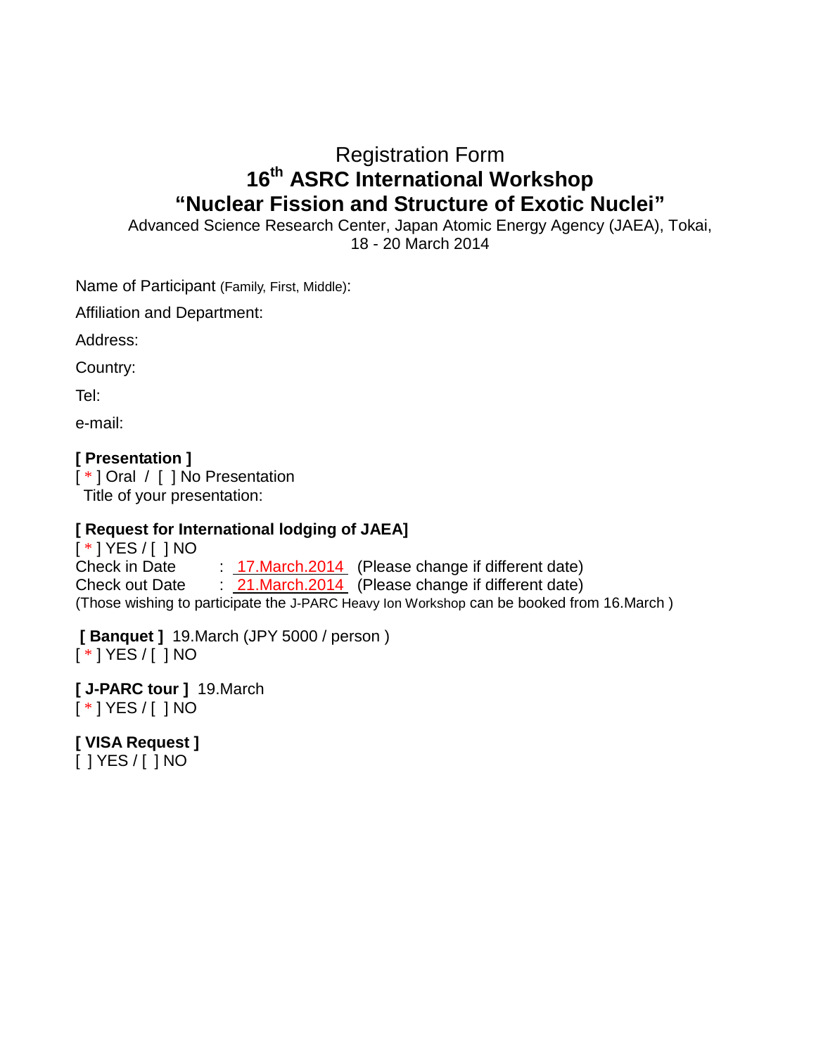# Registration Form
## 16th ASRC International Workshop
## "Nuclear Fission and Structure of Exotic Nuclei"

Advanced Science Research Center, Japan Atomic Energy Agency (JAEA), Tokai,
18 - 20 March 2014

Name of Participant (Family, First, Middle):

Affiliation and Department:

Address:

Country:

Tel:

e-mail:

**[ Presentation ]**
[ * ] Oral / [ ] No Presentation
Title of your presentation:

**[ Request for International lodging of JAEA]**
[ * ] YES / [ ] NO
Check in Date : 17.March.2014 (Please change if different date)
Check out Date : 21.March.2014 (Please change if different date)
(Those wishing to participate the J-PARC Heavy Ion Workshop can be booked from 16.March )

**[ Banquet ]** 19.March (JPY 5000 / person )
[ * ] YES / [ ] NO

**[ J-PARC tour ]** 19.March
[ * ] YES / [ ] NO

**[ VISA Request ]**
[ ] YES / [ ] NO